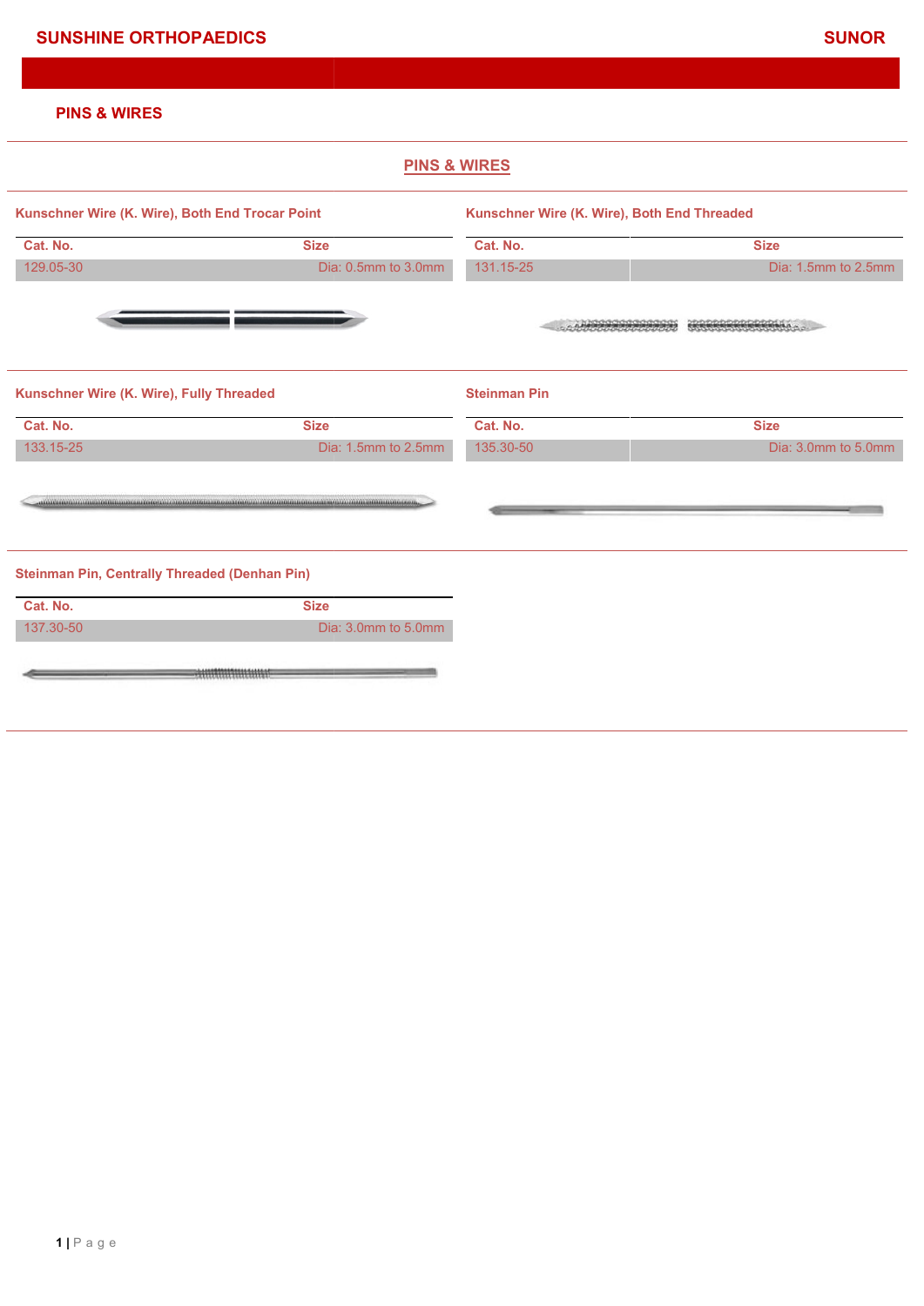# PINS & WIRES

## PINS & WIRES

### Kunschner Wire (K. Wire), Both End Trocar Point

| Cat. No. | Size |
|---|---|
| 129.05-30 | Dia: 0.5mm to 3.0mm |

### Kunschner Wire (K. Wire), Both End Threaded

| Cat. No. | Size |
|---|---|
| 131.15-25 | Dia: 1.5mm to 2.5mm |

### Kunschner Wire (K. Wire), Fully Threaded

| Cat. No. | Size |
|---|---|
| 133.15-25 | Dia: 1.5mm to 2.5mm |

### Steinman Pin

| Cat. No. | Size |
|---|---|
| 135.30-50 | Dia: 3.0mm to 5.0mm |

### Steinman Pin, Centrally Threaded (Denhan Pin)

| Cat. No. | Size |
|---|---|
| 137.30-50 | Dia: 3.0mm to 5.0mm |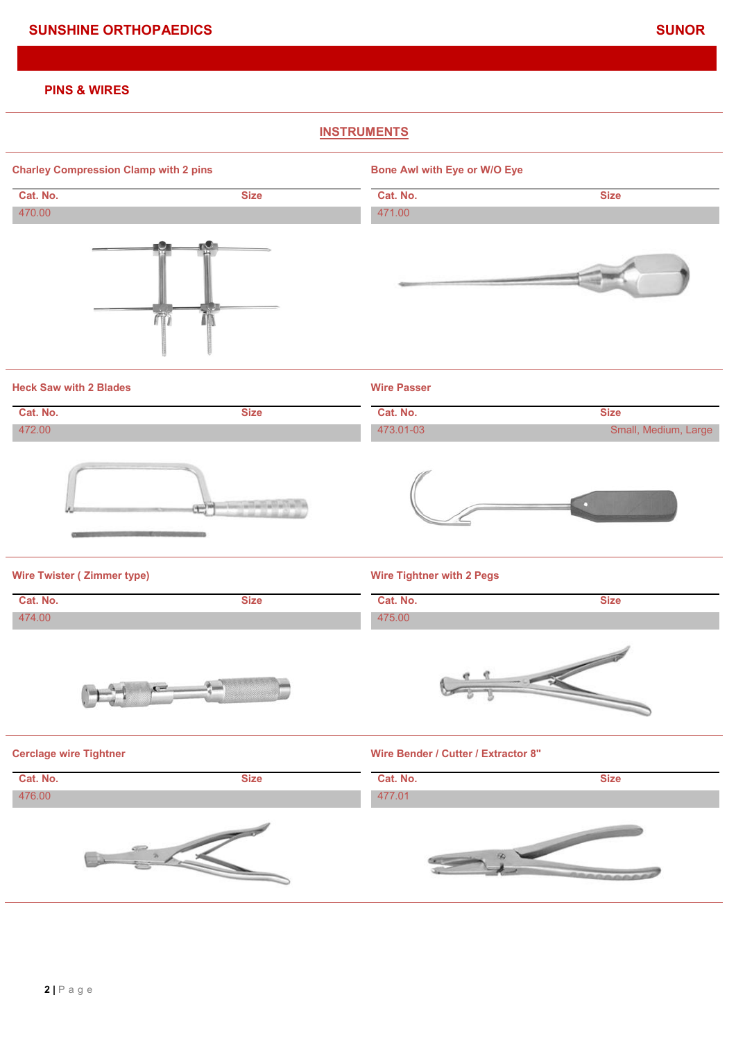## PINS & WIRES

### INSTRUMENTS

#### Charley Compression Clamp with 2 pins

| Cat. No. | Size |
|---|---|
| 470.00 | |

#### Bone Awl with Eye or W/O Eye

| Cat. No. | Size |
|---|---|
| 471.00 | |

#### Heck Saw with 2 Blades

| Cat. No. | Size |
|---|---|
| 472.00 | |

#### Wire Passer

| Cat. No. | Size |
|---|---|
| 473.01-03 | Small, Medium, Large |

#### Wire Twister ( Zimmer type)

| Cat. No. | Size |
|---|---|
| 474.00 | |

#### Wire Tightner with 2 Pegs

| Cat. No. | Size |
|---|---|
| 475.00 | |

#### Cerclage wire Tightner

| Cat. No. | Size |
|---|---|
| 476.00 | |

#### Wire Bender / Cutter / Extractor 8"

| Cat. No. | Size |
|---|---|
| 477.01 | |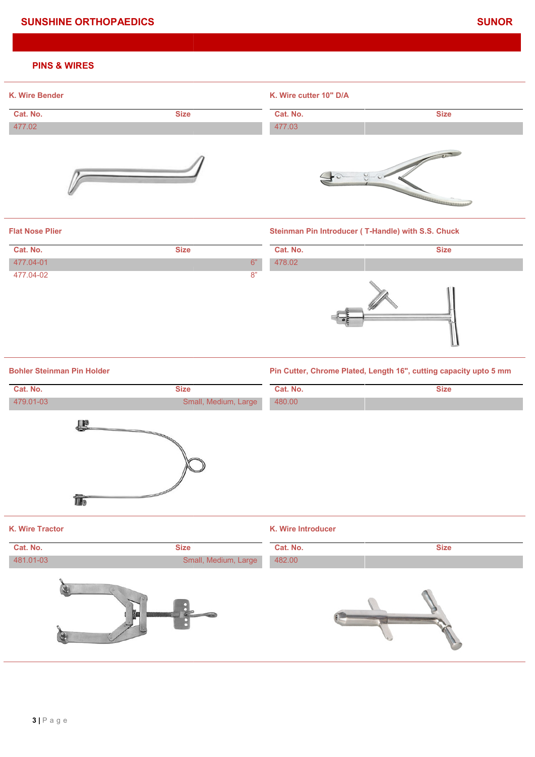## PINS & WIRES

### K. Wire Bender

| Cat. No. | Size |
| --- | --- |
| 477.02 | |

### K. Wire cutter 10" D/A

| Cat. No. | Size |
| --- | --- |
| 477.03 | |

### Flat Nose Plier

| Cat. No. | Size |
| --- | --- |
| 477.04-01 | 6" |
| 477.04-02 | 8" |

### Steinman Pin Introducer ( T-Handle) with S.S. Chuck

| Cat. No. | Size |
| --- | --- |
| 478.02 | |

### Bohler Steinman Pin Holder

| Cat. No. | Size |
| --- | --- |
| 479.01-03 | Small, Medium, Large |

### Pin Cutter, Chrome Plated, Length 16", cutting capacity upto 5 mm

| Cat. No. | Size |
| --- | --- |
| 480.00 | |

### K. Wire Tractor

| Cat. No. | Size |
| --- | --- |
| 481.01-03 | Small, Medium, Large |

### K. Wire Introducer

| Cat. No. | Size |
| --- | --- |
| 482.00 | |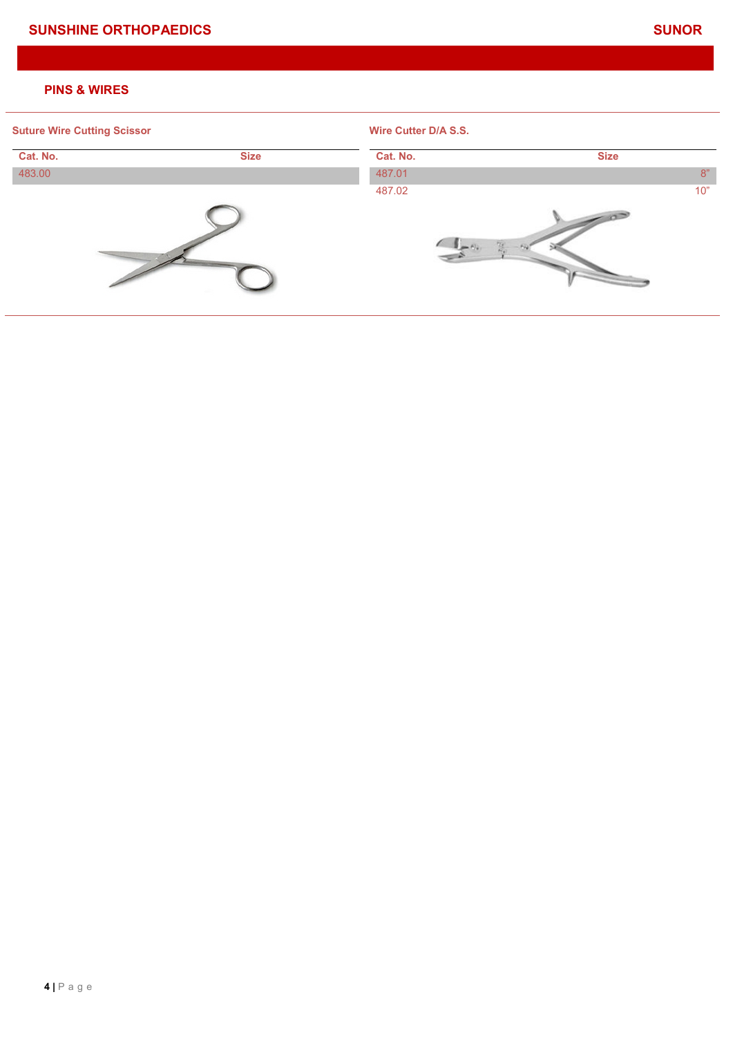## PINS & WIRES

### Suture Wire Cutting Scissor

| Cat. No. | Size |
| --- | --- |
| 483.00 | |

### Wire Cutter D/A S.S.

| Cat. No. | Size |
| --- | --- |
| 487.01 | 8" |
| 487.02 | 10" |